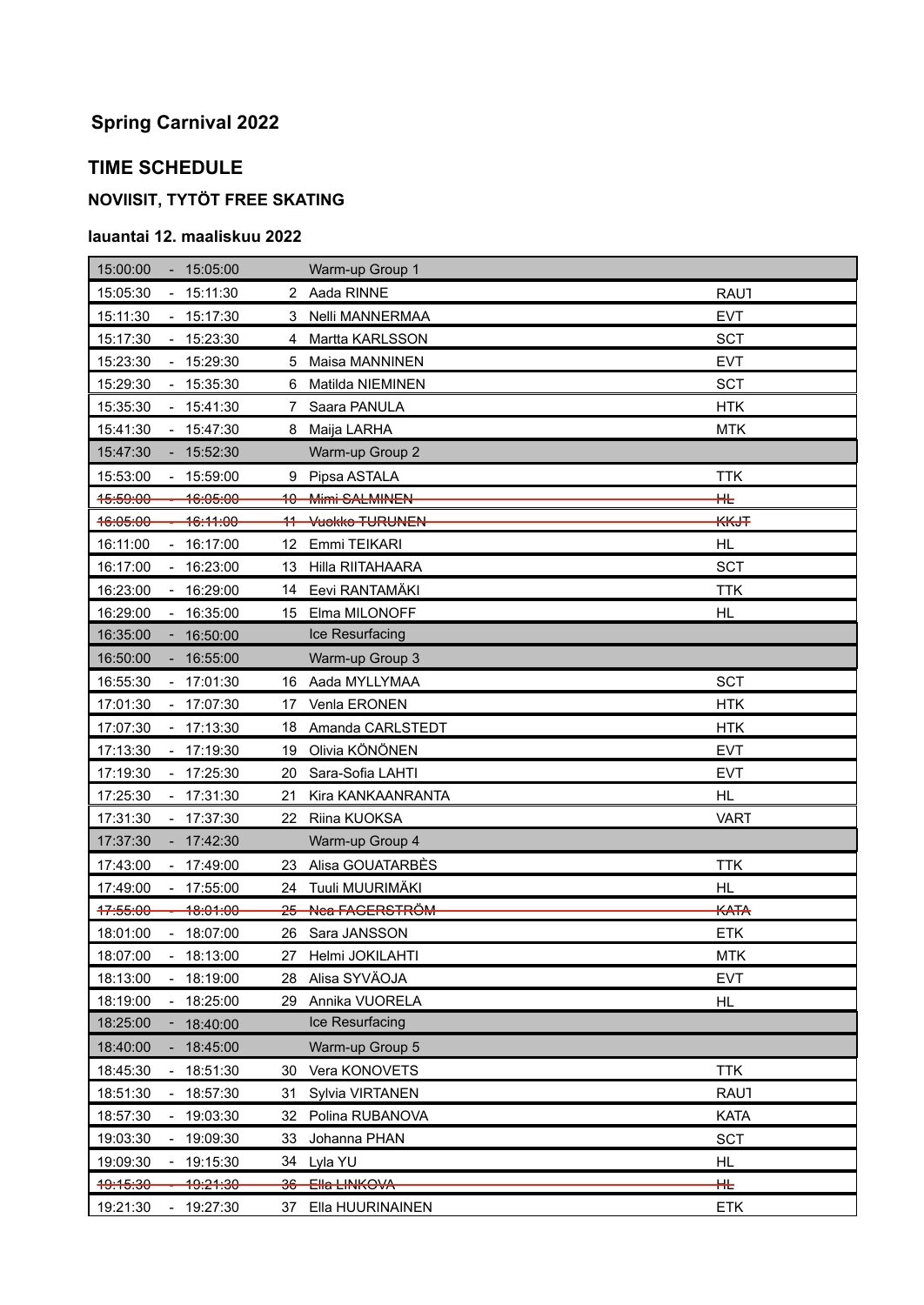# Spring Carnival 2022

## TIME SCHEDULE

### NOVIISIT, TYTÖT FREE SKATING

#### lauantai 12. maaliskuu 2022

| Time | | | | |
|---|---|---|---|---|
| 15:00:00 - 15:05:00 | | Warm-up Group 1 | |
| 15:05:30 - 15:11:30 | 2 | Aada RINNE | RAUT |
| 15:11:30 - 15:17:30 | 3 | Nelli MANNERMAA | EVT |
| 15:17:30 - 15:23:30 | 4 | Martta KARLSSON | SCT |
| 15:23:30 - 15:29:30 | 5 | Maisa MANNINEN | EVT |
| 15:29:30 - 15:35:30 | 6 | Matilda NIEMINEN | SCT |
| 15:35:30 - 15:41:30 | 7 | Saara PANULA | HTK |
| 15:41:30 - 15:47:30 | 8 | Maija LARHA | MTK |
| 15:47:30 - 15:52:30 | | Warm-up Group 2 | |
| 15:53:00 - 15:59:00 | 9 | Pipsa ASTALA | TTK |
| ~~15:59:00 - 16:05:00~~ | ~~10~~ | ~~Mimi SALMINEN~~ | ~~HL~~ |
| ~~16:05:00 - 16:11:00~~ | ~~11~~ | ~~Vuokko TURUNEN~~ | ~~KKJT~~ |
| 16:11:00 - 16:17:00 | 12 | Emmi TEIKARI | HL |
| 16:17:00 - 16:23:00 | 13 | Hilla RIITAHAARA | SCT |
| 16:23:00 - 16:29:00 | 14 | Eevi RANTAMÄKI | TTK |
| 16:29:00 - 16:35:00 | 15 | Elma MILONOFF | HL |
| 16:35:00 - 16:50:00 | | Ice Resurfacing | |
| 16:50:00 - 16:55:00 | | Warm-up Group 3 | |
| 16:55:30 - 17:01:30 | 16 | Aada MYLLYMAA | SCT |
| 17:01:30 - 17:07:30 | 17 | Venla ERONEN | HTK |
| 17:07:30 - 17:13:30 | 18 | Amanda CARLSTEDT | HTK |
| 17:13:30 - 17:19:30 | 19 | Olivia KÖNÖNEN | EVT |
| 17:19:30 - 17:25:30 | 20 | Sara-Sofia LAHTI | EVT |
| 17:25:30 - 17:31:30 | 21 | Kira KANKAANRANTA | HL |
| 17:31:30 - 17:37:30 | 22 | Riina KUOKSA | VART |
| 17:37:30 - 17:42:30 | | Warm-up Group 4 | |
| 17:43:00 - 17:49:00 | 23 | Alisa GOUATARBÈS | TTK |
| 17:49:00 - 17:55:00 | 24 | Tuuli MUURIMÄKI | HL |
| ~~17:55:00 - 18:01:00~~ | ~~25~~ | ~~Nea FAGERSTRÖM~~ | ~~KATA~~ |
| 18:01:00 - 18:07:00 | 26 | Sara JANSSON | ETK |
| 18:07:00 - 18:13:00 | 27 | Helmi JOKILAHTI | MTK |
| 18:13:00 - 18:19:00 | 28 | Alisa SYVÄOJA | EVT |
| 18:19:00 - 18:25:00 | 29 | Annika VUORELA | HL |
| 18:25:00 - 18:40:00 | | Ice Resurfacing | |
| 18:40:00 - 18:45:00 | | Warm-up Group 5 | |
| 18:45:30 - 18:51:30 | 30 | Vera KONOVETS | TTK |
| 18:51:30 - 18:57:30 | 31 | Sylvia VIRTANEN | RAUT |
| 18:57:30 - 19:03:30 | 32 | Polina RUBANOVA | KATA |
| 19:03:30 - 19:09:30 | 33 | Johanna PHAN | SCT |
| 19:09:30 - 19:15:30 | 34 | Lyla YU | HL |
| ~~19:15:30 - 19:21:30~~ | ~~36~~ | ~~Ella LINKOVA~~ | ~~HL~~ |
| 19:21:30 - 19:27:30 | 37 | Ella HUURINAINEN | ETK |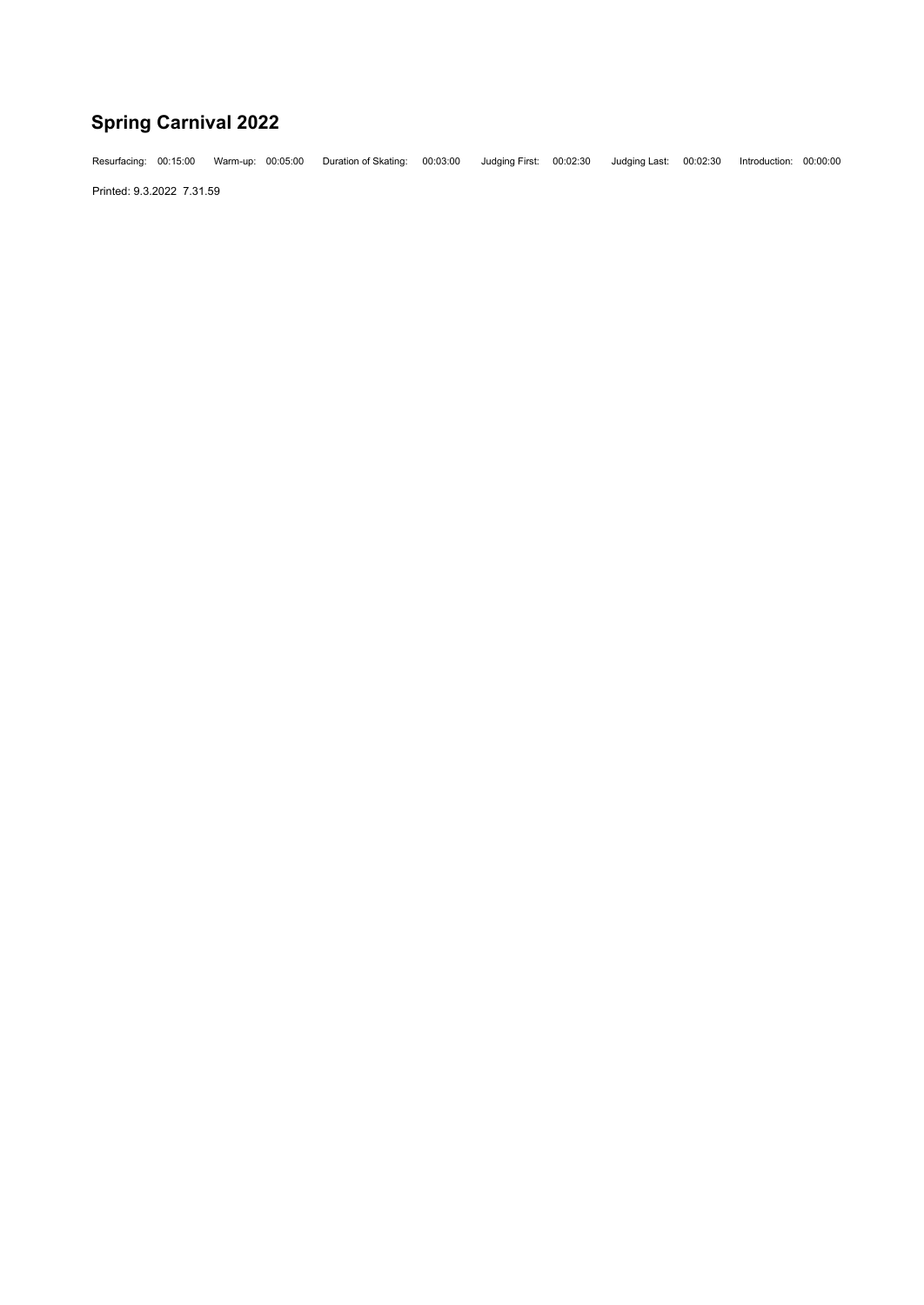## Spring Carnival 2022

Resurfacing: 00:15:00 Warm-up: 00:05:00 Duration of Skating: 00:03:00 Judging First: 00:02:30 Judging Last: 00:02:30 Introduction: 00:00:00

Printed: 9.3.2022 7.31.59